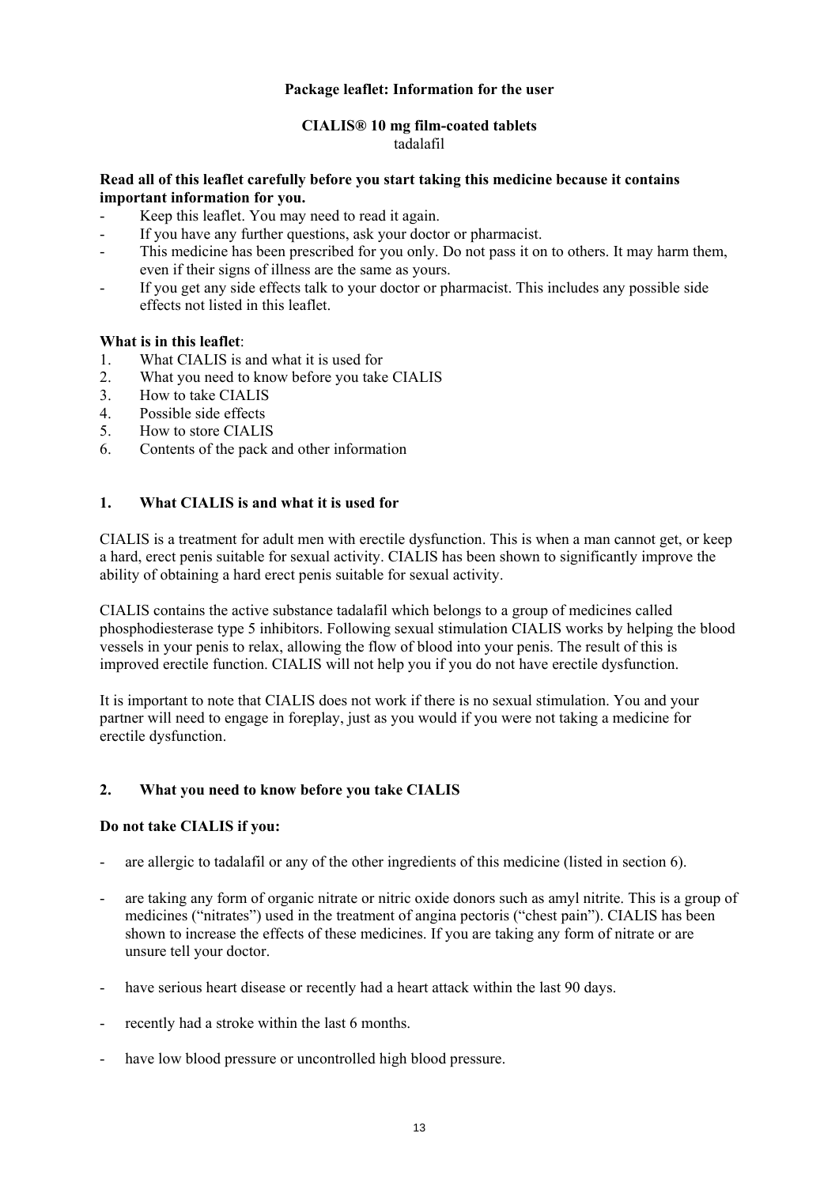**Package leaflet: Information for the user**

**CIALIS® 10 mg film-coated tablets**
tadalafil

**Read all of this leaflet carefully before you start taking this medicine because it contains important information for you.**

- Keep this leaflet. You may need to read it again.
- If you have any further questions, ask your doctor or pharmacist.
- This medicine has been prescribed for you only. Do not pass it on to others. It may harm them, even if their signs of illness are the same as yours.
- If you get any side effects talk to your doctor or pharmacist. This includes any possible side effects not listed in this leaflet.

**What is in this leaflet**:

1. What CIALIS is and what it is used for
2. What you need to know before you take CIALIS
3. How to take CIALIS
4. Possible side effects
5. How to store CIALIS
6. Contents of the pack and other information

## 1. What CIALIS is and what it is used for

CIALIS is a treatment for adult men with erectile dysfunction. This is when a man cannot get, or keep a hard, erect penis suitable for sexual activity. CIALIS has been shown to significantly improve the ability of obtaining a hard erect penis suitable for sexual activity.

CIALIS contains the active substance tadalafil which belongs to a group of medicines called phosphodiesterase type 5 inhibitors. Following sexual stimulation CIALIS works by helping the blood vessels in your penis to relax, allowing the flow of blood into your penis. The result of this is improved erectile function. CIALIS will not help you if you do not have erectile dysfunction.

It is important to note that CIALIS does not work if there is no sexual stimulation. You and your partner will need to engage in foreplay, just as you would if you were not taking a medicine for erectile dysfunction.

## 2. What you need to know before you take CIALIS

**Do not take CIALIS if you:**

- are allergic to tadalafil or any of the other ingredients of this medicine (listed in section 6).
- are taking any form of organic nitrate or nitric oxide donors such as amyl nitrite. This is a group of medicines ("nitrates") used in the treatment of angina pectoris ("chest pain"). CIALIS has been shown to increase the effects of these medicines. If you are taking any form of nitrate or are unsure tell your doctor.
- have serious heart disease or recently had a heart attack within the last 90 days.
- recently had a stroke within the last 6 months.
- have low blood pressure or uncontrolled high blood pressure.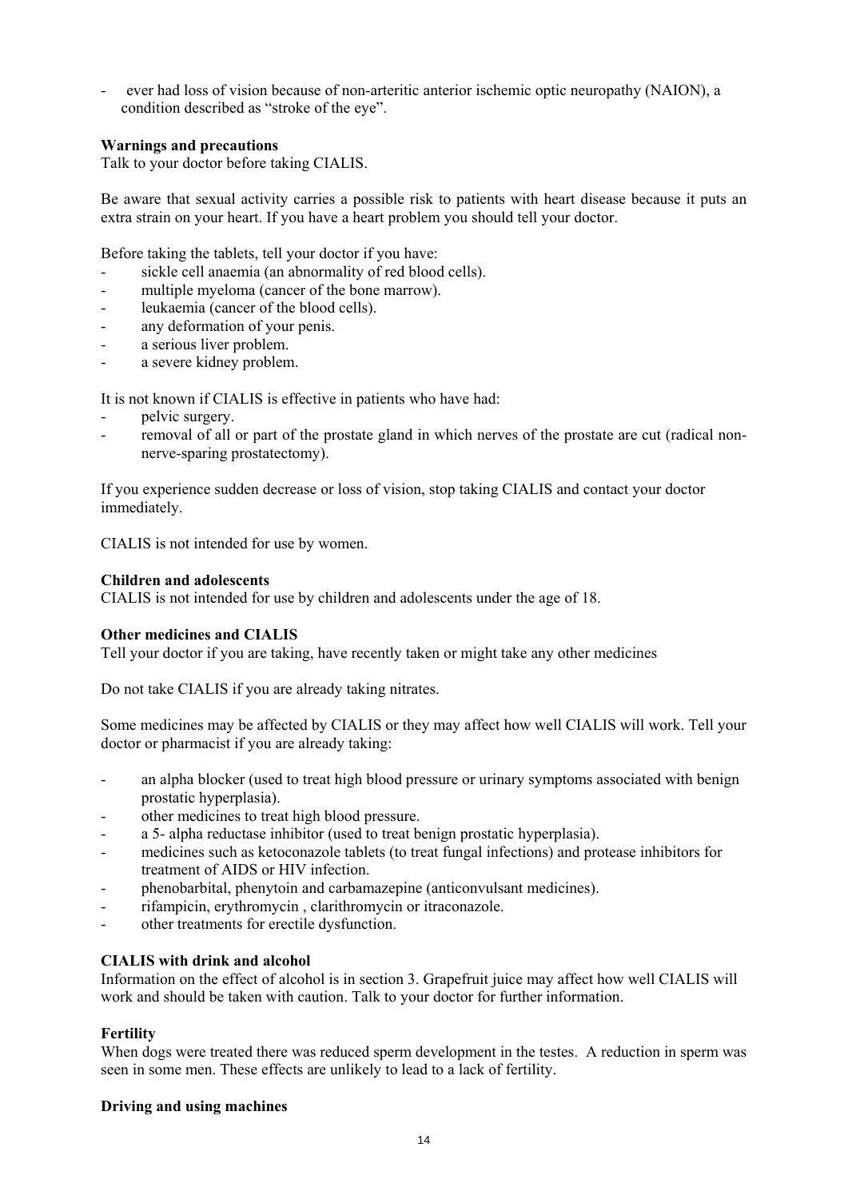- ever had loss of vision because of non-arteritic anterior ischemic optic neuropathy (NAION), a condition described as "stroke of the eye".

**Warnings and precautions**

Talk to your doctor before taking CIALIS.

Be aware that sexual activity carries a possible risk to patients with heart disease because it puts an extra strain on your heart. If you have a heart problem you should tell your doctor.

Before taking the tablets, tell your doctor if you have:

- sickle cell anaemia (an abnormality of red blood cells).
- multiple myeloma (cancer of the bone marrow).
- leukaemia (cancer of the blood cells).
- any deformation of your penis.
- a serious liver problem.
- a severe kidney problem.

It is not known if CIALIS is effective in patients who have had:

- pelvic surgery.
- removal of all or part of the prostate gland in which nerves of the prostate are cut (radical non-nerve-sparing prostatectomy).

If you experience sudden decrease or loss of vision, stop taking CIALIS and contact your doctor immediately.

CIALIS is not intended for use by women.

**Children and adolescents**

CIALIS is not intended for use by children and adolescents under the age of 18.

**Other medicines and CIALIS**

Tell your doctor if you are taking, have recently taken or might take any other medicines

Do not take CIALIS if you are already taking nitrates.

Some medicines may be affected by CIALIS or they may affect how well CIALIS will work. Tell your doctor or pharmacist if you are already taking:

- an alpha blocker (used to treat high blood pressure or urinary symptoms associated with benign prostatic hyperplasia).
- other medicines to treat high blood pressure.
- a 5- alpha reductase inhibitor (used to treat benign prostatic hyperplasia).
- medicines such as ketoconazole tablets (to treat fungal infections) and protease inhibitors for treatment of AIDS or HIV infection.
- phenobarbital, phenytoin and carbamazepine (anticonvulsant medicines).
- rifampicin, erythromycin , clarithromycin or itraconazole.
- other treatments for erectile dysfunction.

**CIALIS with drink and alcohol**

Information on the effect of alcohol is in section 3. Grapefruit juice may affect how well CIALIS will work and should be taken with caution. Talk to your doctor for further information.

**Fertility**

When dogs were treated there was reduced sperm development in the testes. A reduction in sperm was seen in some men. These effects are unlikely to lead to a lack of fertility.

**Driving and using machines**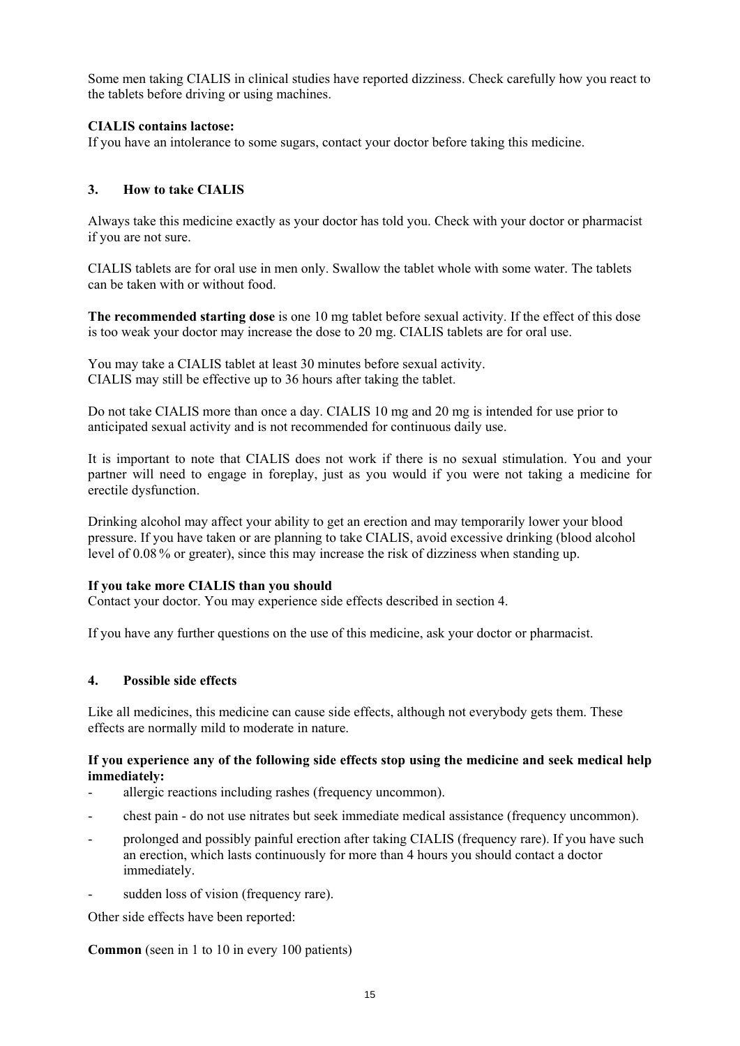Some men taking CIALIS in clinical studies have reported dizziness. Check carefully how you react to the tablets before driving or using machines.

**CIALIS contains lactose:**
If you have an intolerance to some sugars, contact your doctor before taking this medicine.

## 3. How to take CIALIS

Always take this medicine exactly as your doctor has told you. Check with your doctor or pharmacist if you are not sure.

CIALIS tablets are for oral use in men only. Swallow the tablet whole with some water. The tablets can be taken with or without food.

**The recommended starting dose** is one 10 mg tablet before sexual activity. If the effect of this dose is too weak your doctor may increase the dose to 20 mg. CIALIS tablets are for oral use.

You may take a CIALIS tablet at least 30 minutes before sexual activity.
CIALIS may still be effective up to 36 hours after taking the tablet.

Do not take CIALIS more than once a day. CIALIS 10 mg and 20 mg is intended for use prior to anticipated sexual activity and is not recommended for continuous daily use.

It is important to note that CIALIS does not work if there is no sexual stimulation. You and your partner will need to engage in foreplay, just as you would if you were not taking a medicine for erectile dysfunction.

Drinking alcohol may affect your ability to get an erection and may temporarily lower your blood pressure. If you have taken or are planning to take CIALIS, avoid excessive drinking (blood alcohol level of 0.08 % or greater), since this may increase the risk of dizziness when standing up.

**If you take more CIALIS than you should**
Contact your doctor. You may experience side effects described in section 4.

If you have any further questions on the use of this medicine, ask your doctor or pharmacist.

## 4. Possible side effects

Like all medicines, this medicine can cause side effects, although not everybody gets them. These effects are normally mild to moderate in nature.

**If you experience any of the following side effects stop using the medicine and seek medical help immediately:**

- allergic reactions including rashes (frequency uncommon).
- chest pain - do not use nitrates but seek immediate medical assistance (frequency uncommon).
- prolonged and possibly painful erection after taking CIALIS (frequency rare). If you have such an erection, which lasts continuously for more than 4 hours you should contact a doctor immediately.
- sudden loss of vision (frequency rare).

Other side effects have been reported:

**Common** (seen in 1 to 10 in every 100 patients)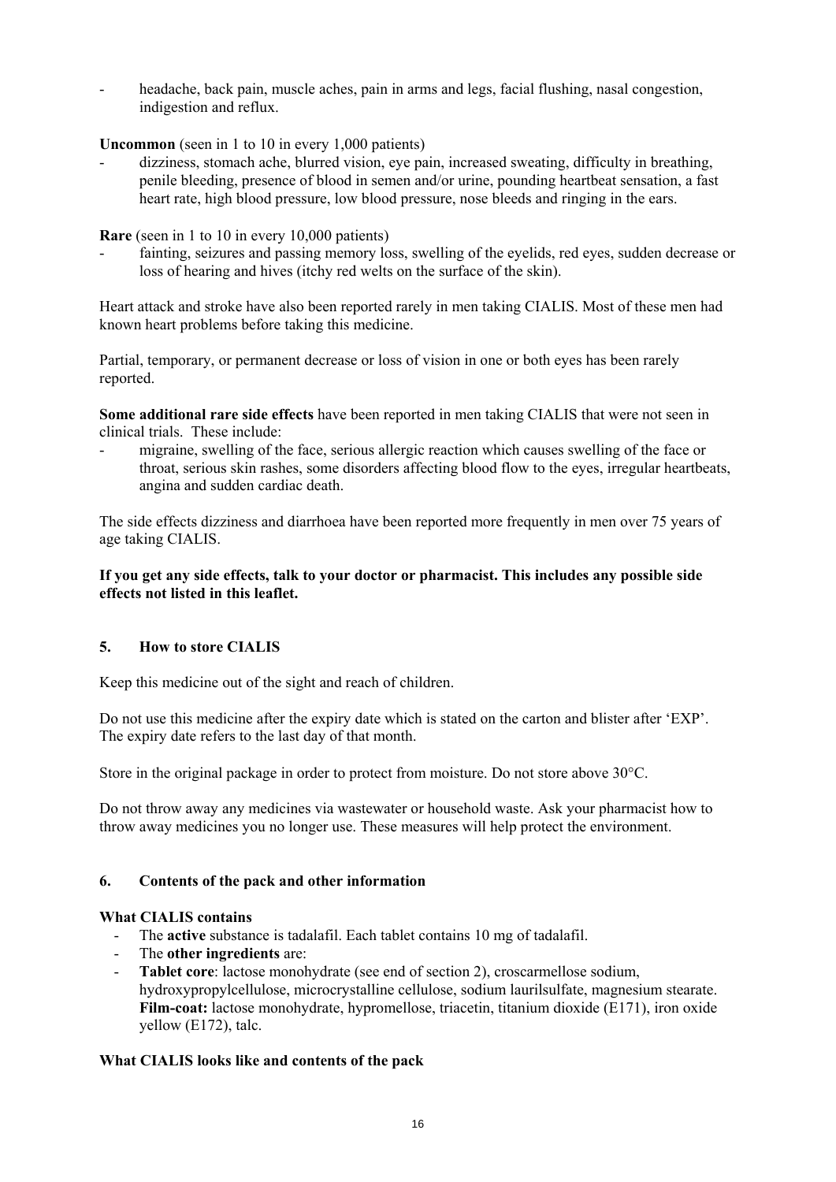- headache, back pain, muscle aches, pain in arms and legs, facial flushing, nasal congestion, indigestion and reflux.

**Uncommon** (seen in 1 to 10 in every 1,000 patients)

- dizziness, stomach ache, blurred vision, eye pain, increased sweating, difficulty in breathing, penile bleeding, presence of blood in semen and/or urine, pounding heartbeat sensation, a fast heart rate, high blood pressure, low blood pressure, nose bleeds and ringing in the ears.

**Rare** (seen in 1 to 10 in every 10,000 patients)

- fainting, seizures and passing memory loss, swelling of the eyelids, red eyes, sudden decrease or loss of hearing and hives (itchy red welts on the surface of the skin).

Heart attack and stroke have also been reported rarely in men taking CIALIS. Most of these men had known heart problems before taking this medicine.

Partial, temporary, or permanent decrease or loss of vision in one or both eyes has been rarely reported.

**Some additional rare side effects** have been reported in men taking CIALIS that were not seen in clinical trials. These include:

- migraine, swelling of the face, serious allergic reaction which causes swelling of the face or throat, serious skin rashes, some disorders affecting blood flow to the eyes, irregular heartbeats, angina and sudden cardiac death.

The side effects dizziness and diarrhoea have been reported more frequently in men over 75 years of age taking CIALIS.

**If you get any side effects, talk to your doctor or pharmacist. This includes any possible side effects not listed in this leaflet.**

## 5. How to store CIALIS

Keep this medicine out of the sight and reach of children.

Do not use this medicine after the expiry date which is stated on the carton and blister after 'EXP'. The expiry date refers to the last day of that month.

Store in the original package in order to protect from moisture. Do not store above 30°C.

Do not throw away any medicines via wastewater or household waste. Ask your pharmacist how to throw away medicines you no longer use. These measures will help protect the environment.

## 6. Contents of the pack and other information

**What CIALIS contains**

- The **active** substance is tadalafil. Each tablet contains 10 mg of tadalafil.
- The **other ingredients** are:
- **Tablet core**: lactose monohydrate (see end of section 2), croscarmellose sodium, hydroxypropylcellulose, microcrystalline cellulose, sodium laurilsulfate, magnesium stearate. **Film-coat:** lactose monohydrate, hypromellose, triacetin, titanium dioxide (E171), iron oxide yellow (E172), talc.

**What CIALIS looks like and contents of the pack**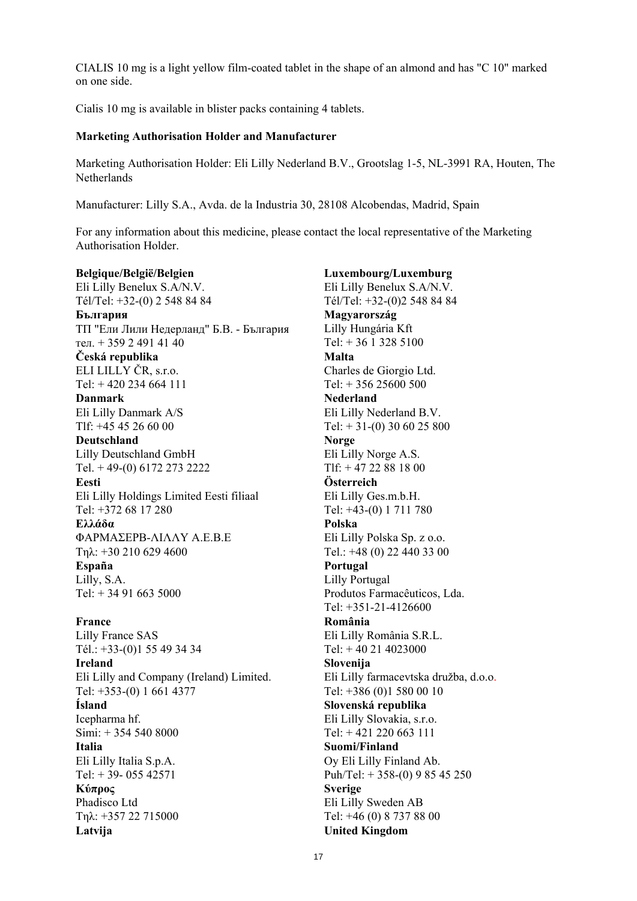CIALIS 10 mg is a light yellow film-coated tablet in the shape of an almond and has "C 10" marked on one side.

Cialis 10 mg is available in blister packs containing 4 tablets.

**Marketing Authorisation Holder and Manufacturer**

Marketing Authorisation Holder: Eli Lilly Nederland B.V., Grootslag 1-5, NL-3991 RA, Houten, The Netherlands

Manufacturer: Lilly S.A., Avda. de la Industria 30, 28108 Alcobendas, Madrid, Spain

For any information about this medicine, please contact the local representative of the Marketing Authorisation Holder.

**Belgique/België/Belgien**
Eli Lilly Benelux S.A/N.V.
Tél/Tel: +32-(0) 2 548 84 84

**България**
ТП "Ели Лили Недерланд" Б.В. - България
тел. + 359 2 491 41 40

**Česká republika**
ELI LILLY ČR, s.r.o.
Tel: + 420 234 664 111

**Danmark**
Eli Lilly Danmark A/S
Tlf: +45 45 26 60 00

**Deutschland**
Lilly Deutschland GmbH
Tel. + 49-(0) 6172 273 2222

**Eesti**
Eli Lilly Holdings Limited Eesti filiaal
Tel: +372 68 17 280

**Ελλάδα**
ΦΑΡΜΑΣΕΡΒ-ΛΙΛΛΥ Α.Ε.Β.Ε
Τηλ: +30 210 629 4600

**España**
Lilly, S.A.
Tel: + 34 91 663 5000

**France**
Lilly France SAS
Tél.: +33-(0)1 55 49 34 34

**Ireland**
Eli Lilly and Company (Ireland) Limited.
Tel: +353-(0) 1 661 4377

**Ísland**
Icepharma hf.
Simi: + 354 540 8000

**Italia**
Eli Lilly Italia S.p.A.
Tel: + 39- 055 42571

**Κύπρος**
Phadisco Ltd
Τηλ: +357 22 715000

**Latvija**

**Luxembourg/Luxemburg**
Eli Lilly Benelux S.A/N.V.
Tél/Tel: +32-(0)2 548 84 84

**Magyarország**
Lilly Hungária Kft
Tel: + 36 1 328 5100

**Malta**
Charles de Giorgio Ltd.
Tel: + 356 25600 500

**Nederland**
Eli Lilly Nederland B.V.
Tel: + 31-(0) 30 60 25 800

**Norge**
Eli Lilly Norge A.S.
Tlf: + 47 22 88 18 00

**Österreich**
Eli Lilly Ges.m.b.H.
Tel: +43-(0) 1 711 780

**Polska**
Eli Lilly Polska Sp. z o.o.
Tel.: +48 (0) 22 440 33 00

**Portugal**
Lilly Portugal
Produtos Farmacêuticos, Lda.
Tel: +351-21-4126600

**România**
Eli Lilly România S.R.L.
Tel: + 40 21 4023000

**Slovenija**
Eli Lilly farmacevtska družba, d.o.o.
Tel: +386 (0)1 580 00 10

**Slovenská republika**
Eli Lilly Slovakia, s.r.o.
Tel: + 421 220 663 111

**Suomi/Finland**
Oy Eli Lilly Finland Ab.
Puh/Tel: + 358-(0) 9 85 45 250

**Sverige**
Eli Lilly Sweden AB
Tel: +46 (0) 8 737 88 00

**United Kingdom**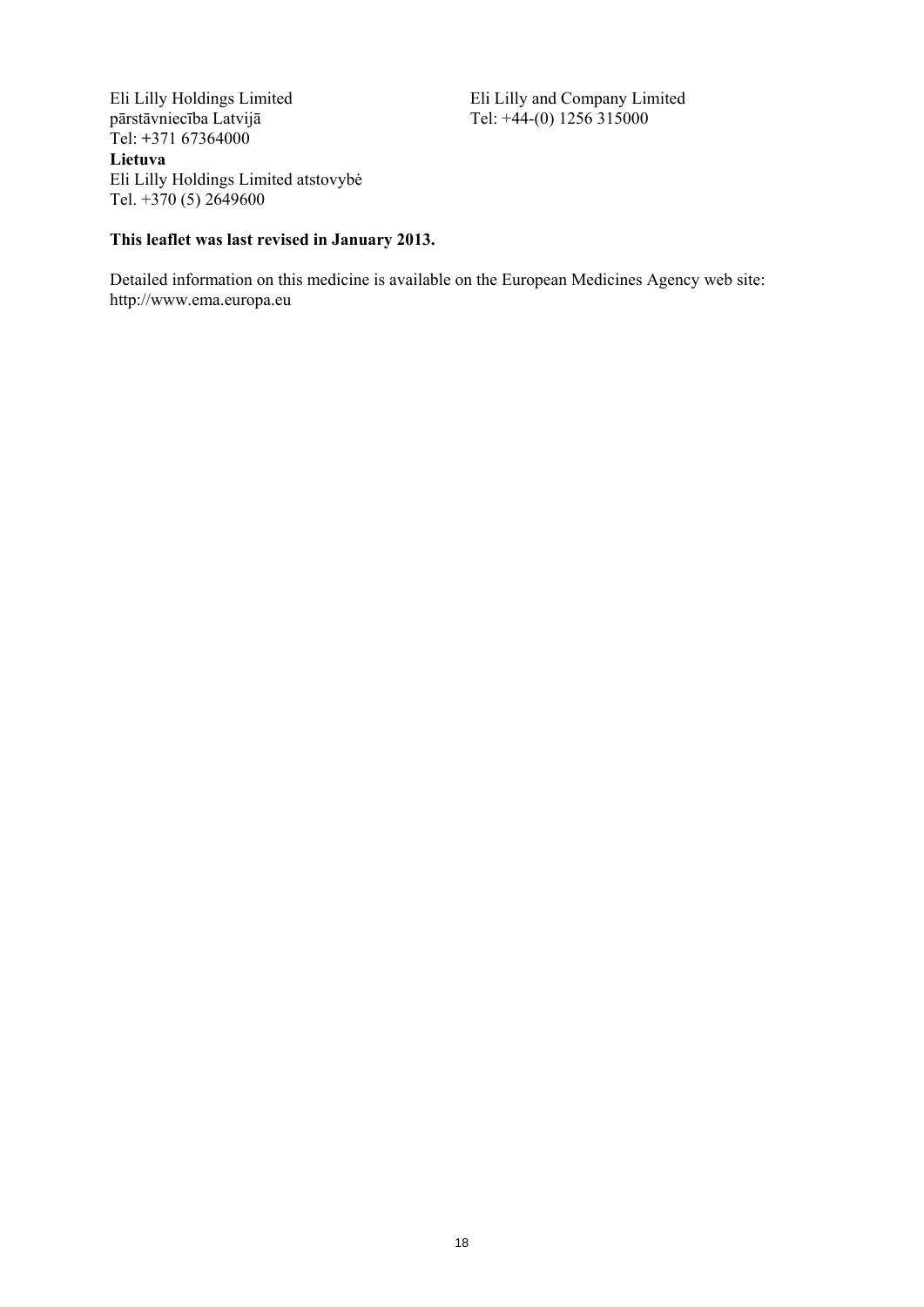Eli Lilly Holdings Limited
pārstāvniecība Latvijā
Tel: +371 67364000

**Lietuva**
Eli Lilly Holdings Limited atstovybė
Tel. +370 (5) 2649600

Eli Lilly and Company Limited
Tel: +44-(0) 1256 315000

**This leaflet was last revised in January 2013.**

Detailed information on this medicine is available on the European Medicines Agency web site: http://www.ema.europa.eu